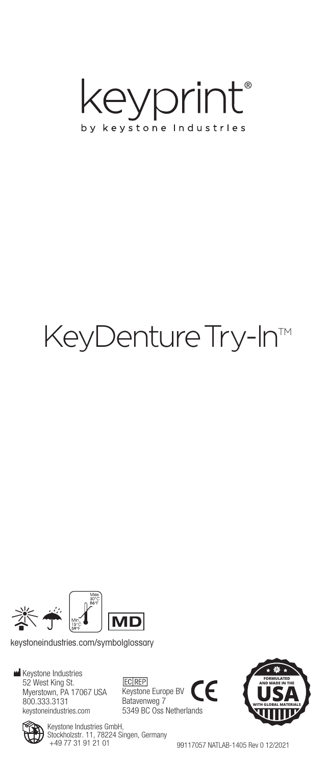# keyprint®

by keystone Industries

# KeyDenture Try-In™

Max 30°C 86°F

Min 15°C 59°F

MD

keystoneindustries.com/symbolglossary

Keystone Industries
52 West King St.
Myerstown, PA 17067 USA
800.333.3131
keystoneindustries.com

EC REP
Keystone Europe BV
Batavenweg 7
5349 BC Oss Netherlands

CE

FORMULATED AND MADE IN THE USA WITH GLOBAL MATERIALS

Keystone Industries GmbH,
Stockholzstr. 11, 78224 Singen, Germany
+49 77 31 91 21 01

99117057 NATLAB-1405 Rev 0 12/2021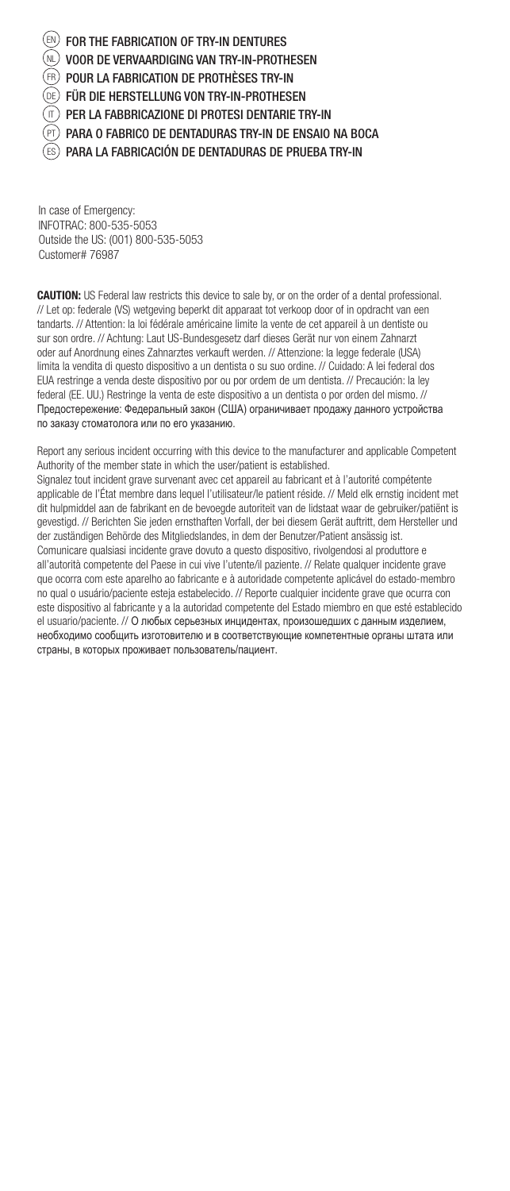(EN) **FOR THE FABRICATION OF TRY-IN DENTURES**

(NL) **VOOR DE VERVAARDIGING VAN TRY-IN-PROTHESEN**

(FR) **POUR LA FABRICATION DE PROTHÈSES TRY-IN**

(DE) **FÜR DIE HERSTELLUNG VON TRY-IN-PROTHESEN**

(IT) **PER LA FABBRICAZIONE DI PROTESI DENTARIE TRY-IN**

(PT) **PARA O FABRICO DE DENTADURAS TRY-IN DE ENSAIO NA BOCA**

(ES) **PARA LA FABRICACIÓN DE DENTADURAS DE PRUEBA TRY-IN**

In case of Emergency:
INFOTRAC: 800-535-5053
Outside the US: (001) 800-535-5053
Customer# 76987

**CAUTION:** US Federal law restricts this device to sale by, or on the order of a dental professional. // Let op: federale (VS) wetgeving beperkt dit apparaat tot verkoop door of in opdracht van een tandarts. // Attention: la loi fédérale américaine limite la vente de cet appareil à un dentiste ou sur son ordre. // Achtung: Laut US-Bundesgesetz darf dieses Gerät nur von einem Zahnarzt oder auf Anordnung eines Zahnarztes verkauft werden. // Attenzione: la legge federale (USA) limita la vendita di questo dispositivo a un dentista o su suo ordine. // Cuidado: A lei federal dos EUA restringe a venda deste dispositivo por ou por ordem de um dentista. // Precaución: la ley federal (EE. UU.) Restringe la venta de este dispositivo a un dentista o por orden del mismo. // Предостережение: Федеральный закон (США) ограничивает продажу данного устройства по заказу стоматолога или по его указанию.

Report any serious incident occurring with this device to the manufacturer and applicable Competent Authority of the member state in which the user/patient is established.
Signalez tout incident grave survenant avec cet appareil au fabricant et à l'autorité compétente applicable de l'État membre dans lequel l'utilisateur/le patient réside. // Meld elk ernstig incident met dit hulpmiddel aan de fabrikant en de bevoegde autoriteit van de lidstaat waar de gebruiker/patiënt is gevestigd. // Berichten Sie jeden ernsthaften Vorfall, der bei diesem Gerät auftritt, dem Hersteller und der zuständigen Behörde des Mitgliedslandes, in dem der Benutzer/Patient ansässig ist.
Comunicare qualsiasi incidente grave dovuto a questo dispositivo, rivolgendosi al produttore e all'autorità competente del Paese in cui vive l'utente/il paziente. // Relate qualquer incidente grave que ocorra com este aparelho ao fabricante e à autoridade competente aplicável do estado-membro no qual o usuário/paciente esteja estabelecido. // Reporte cualquier incidente grave que ocurra con este dispositivo al fabricante y a la autoridad competente del Estado miembro en que esté establecido el usuario/paciente. // О любых серьезных инцидентах, произошедших с данным изделием, необходимо сообщить изготовителю и в соответствующие компетентные органы штата или страны, в которых проживает пользователь/пациент.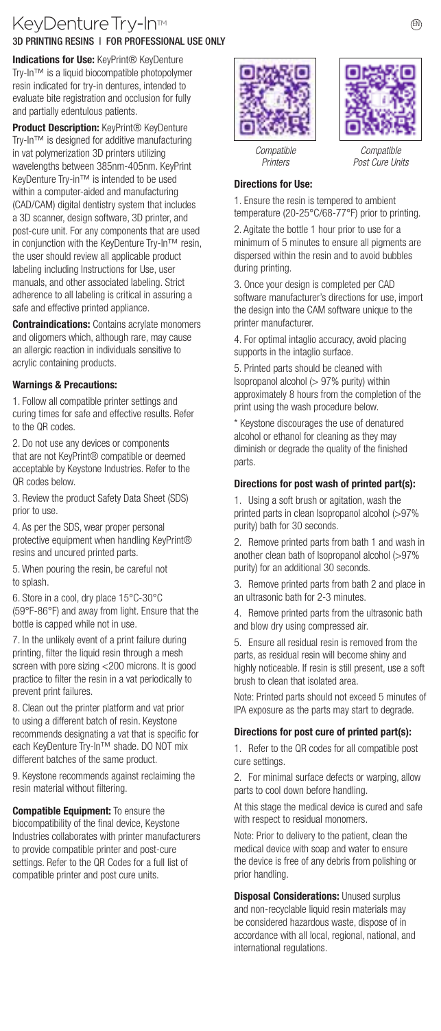# KeyDenture Try-In™

## 3D PRINTING RESINS | FOR PROFESSIONAL USE ONLY

**Indications for Use:** KeyPrint® KeyDenture Try-In™ is a liquid biocompatible photopolymer resin indicated for try-in dentures, intended to evaluate bite registration and occlusion for fully and partially edentulous patients.

**Product Description:** KeyPrint® KeyDenture Try-In™ is designed for additive manufacturing in vat polymerization 3D printers utilizing wavelengths between 385nm-405nm. KeyPrint KeyDenture Try-in™ is intended to be used within a computer-aided and manufacturing (CAD/CAM) digital dentistry system that includes a 3D scanner, design software, 3D printer, and post-cure unit. For any components that are used in conjunction with the KeyDenture Try-In™ resin, the user should review all applicable product labeling including Instructions for Use, user manuals, and other associated labeling. Strict adherence to all labeling is critical in assuring a safe and effective printed appliance.

**Contraindications:** Contains acrylate monomers and oligomers which, although rare, may cause an allergic reaction in individuals sensitive to acrylic containing products.

### Warnings & Precautions:

1. Follow all compatible printer settings and curing times for safe and effective results. Refer to the QR codes.

2. Do not use any devices or components that are not KeyPrint® compatible or deemed acceptable by Keystone Industries. Refer to the QR codes below.

3. Review the product Safety Data Sheet (SDS) prior to use.

4. As per the SDS, wear proper personal protective equipment when handling KeyPrint® resins and uncured printed parts.

5. When pouring the resin, be careful not to splash.

6. Store in a cool, dry place 15°C-30°C (59°F-86°F) and away from light. Ensure that the bottle is capped while not in use.

7. In the unlikely event of a print failure during printing, filter the liquid resin through a mesh screen with pore sizing <200 microns. It is good practice to filter the resin in a vat periodically to prevent print failures.

8. Clean out the printer platform and vat prior to using a different batch of resin. Keystone recommends designating a vat that is specific for each KeyDenture Try-In™ shade. DO NOT mix different batches of the same product.

9. Keystone recommends against reclaiming the resin material without filtering.

**Compatible Equipment:** To ensure the biocompatibility of the final device, Keystone Industries collaborates with printer manufacturers to provide compatible printer and post-cure settings. Refer to the QR Codes for a full list of compatible printer and post cure units.

*Compatible Printers*

*Compatible Post Cure Units*

### Directions for Use:

1. Ensure the resin is tempered to ambient temperature (20-25°C/68-77°F) prior to printing.

2. Agitate the bottle 1 hour prior to use for a minimum of 5 minutes to ensure all pigments are dispersed within the resin and to avoid bubbles during printing.

3. Once your design is completed per CAD software manufacturer's directions for use, import the design into the CAM software unique to the printer manufacturer.

4. For optimal intaglio accuracy, avoid placing supports in the intaglio surface.

5. Printed parts should be cleaned with Isopropanol alcohol (> 97% purity) within approximately 8 hours from the completion of the print using the wash procedure below.

\* Keystone discourages the use of denatured alcohol or ethanol for cleaning as they may diminish or degrade the quality of the finished parts.

### Directions for post wash of printed part(s):

1. Using a soft brush or agitation, wash the printed parts in clean Isopropanol alcohol (>97% purity) bath for 30 seconds.

2. Remove printed parts from bath 1 and wash in another clean bath of Isopropanol alcohol (>97% purity) for an additional 30 seconds.

3. Remove printed parts from bath 2 and place in an ultrasonic bath for 2-3 minutes.

4. Remove printed parts from the ultrasonic bath and blow dry using compressed air.

5. Ensure all residual resin is removed from the parts, as residual resin will become shiny and highly noticeable. If resin is still present, use a soft brush to clean that isolated area.

Note: Printed parts should not exceed 5 minutes of IPA exposure as the parts may start to degrade.

### Directions for post cure of printed part(s):

1. Refer to the QR codes for all compatible post cure settings.

2. For minimal surface defects or warping, allow parts to cool down before handling.

At this stage the medical device is cured and safe with respect to residual monomers.

Note: Prior to delivery to the patient, clean the medical device with soap and water to ensure the device is free of any debris from polishing or prior handling.

**Disposal Considerations:** Unused surplus and non-recyclable liquid resin materials may be considered hazardous waste, dispose of in accordance with all local, regional, national, and international regulations.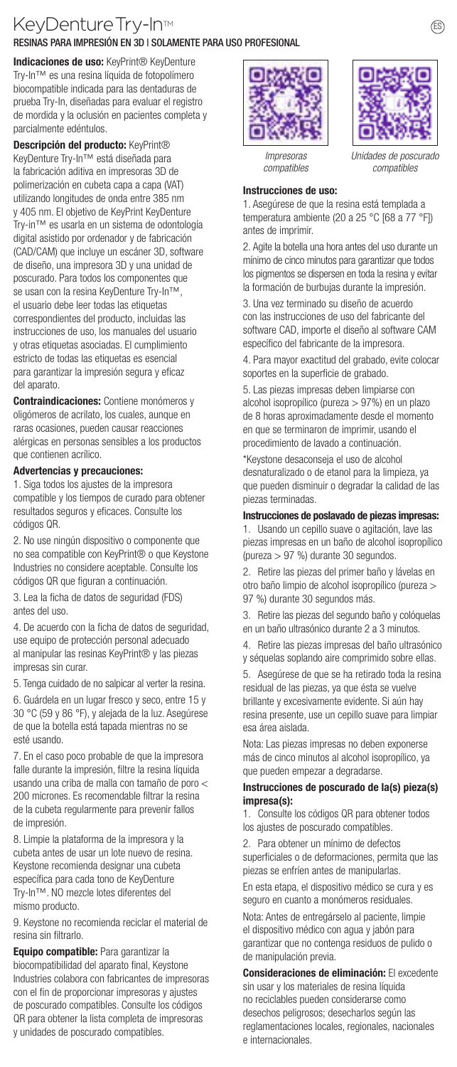# KeyDenture Try-In™

## RESINAS PARA IMPRESIÓN EN 3D | SOLAMENTE PARA USO PROFESIONAL

**Indicaciones de uso:** KeyPrint® KeyDenture Try-In™ es una resina líquida de fotopolímero biocompatible indicada para las dentaduras de prueba Try-In, diseñadas para evaluar el registro de mordida y la oclusión en pacientes completa y parcialmente edéntulos.

**Descripción del producto:** KeyPrint® KeyDenture Try-In™ está diseñada para la fabricación aditiva en impresoras 3D de polimerización en cubeta capa a capa (VAT) utilizando longitudes de onda entre 385 nm y 405 nm. El objetivo de KeyPrint KeyDenture Try-in™ es usarla en un sistema de odontología digital asistido por ordenador y de fabricación (CAD/CAM) que incluye un escáner 3D, software de diseño, una impresora 3D y una unidad de poscurado. Para todos los componentes que se usan con la resina KeyDenture Try-In™, el usuario debe leer todas las etiquetas correspondientes del producto, incluidas las instrucciones de uso, los manuales del usuario y otras etiquetas asociadas. El cumplimiento estricto de todas las etiquetas es esencial para garantizar la impresión segura y eficaz del aparato.

**Contraindicaciones:** Contiene monómeros y oligómeros de acrilato, los cuales, aunque en raras ocasiones, pueden causar reacciones alérgicas en personas sensibles a los productos que contienen acrílico.

**Advertencias y precauciones:**

1. Siga todos los ajustes de la impresora compatible y los tiempos de curado para obtener resultados seguros y eficaces. Consulte los códigos QR.
2. No use ningún dispositivo o componente que no sea compatible con KeyPrint® o que Keystone Industries no considere aceptable. Consulte los códigos QR que figuran a continuación.
3. Lea la ficha de datos de seguridad (FDS) antes del uso.
4. De acuerdo con la ficha de datos de seguridad, use equipo de protección personal adecuado al manipular las resinas KeyPrint® y las piezas impresas sin curar.
5. Tenga cuidado de no salpicar al verter la resina.
6. Guárdela en un lugar fresco y seco, entre 15 y 30 °C (59 y 86 °F), y alejada de la luz. Asegúrese de que la botella está tapada mientras no se esté usando.
7. En el caso poco probable de que la impresora falle durante la impresión, filtre la resina líquida usando una criba de malla con tamaño de poro < 200 micrones. Es recomendable filtrar la resina de la cubeta regularmente para prevenir fallos de impresión.
8. Limpie la plataforma de la impresora y la cubeta antes de usar un lote nuevo de resina. Keystone recomienda designar una cubeta específica para cada tono de KeyDenture Try-In™. NO mezcle lotes diferentes del mismo producto.
9. Keystone no recomienda reciclar el material de resina sin filtrarlo.

**Equipo compatible:** Para garantizar la biocompatibilidad del aparato final, Keystone Industries colabora con fabricantes de impresoras con el fin de proporcionar impresoras y ajustes de poscurado compatibles. Consulte los códigos QR para obtener la lista completa de impresoras y unidades de poscurado compatibles.

*Impresoras compatibles*

*Unidades de poscurado compatibles*

**Instrucciones de uso:**

1. Asegúrese de que la resina está templada a temperatura ambiente (20 a 25 °C [68 a 77 °F]) antes de imprimir.
2. Agite la botella una hora antes del uso durante un mínimo de cinco minutos para garantizar que todos los pigmentos se dispersen en toda la resina y evitar la formación de burbujas durante la impresión.
3. Una vez terminado su diseño de acuerdo con las instrucciones de uso del fabricante del software CAD, importe el diseño al software CAM específico del fabricante de la impresora.
4. Para mayor exactitud del grabado, evite colocar soportes en la superficie de grabado.
5. Las piezas impresas deben limpiarse con alcohol isopropílico (pureza > 97%) en un plazo de 8 horas aproximadamente desde el momento en que se terminaron de imprimir, usando el procedimiento de lavado a continuación.

*Keystone desaconseja el uso de alcohol desnaturalizado o de etanol para la limpieza, ya que pueden disminuir o degradar la calidad de las piezas terminadas.

**Instrucciones de poslavado de piezas impresas:**

1. Usando un cepillo suave o agitación, lave las piezas impresas en un baño de alcohol isopropílico (pureza > 97 %) durante 30 segundos.
2. Retire las piezas del primer baño y lávelas en otro baño limpio de alcohol isopropílico (pureza > 97 %) durante 30 segundos más.
3. Retire las piezas del segundo baño y colóquelas en un baño ultrasónico durante 2 a 3 minutos.
4. Retire las piezas impresas del baño ultrasónico y séquelas soplando aire comprimido sobre ellas.
5. Asegúrese de que se ha retirado toda la resina residual de las piezas, ya que ésta se vuelve brillante y excesivamente evidente. Si aún hay resina presente, use un cepillo suave para limpiar esa área aislada.

Nota: Las piezas impresas no deben exponerse más de cinco minutos al alcohol isopropílico, ya que pueden empezar a degradarse.

**Instrucciones de poscurado de la(s) pieza(s) impresa(s):**

1. Consulte los códigos QR para obtener todos los ajustes de poscurado compatibles.
2. Para obtener un mínimo de defectos superficiales o de deformaciones, permita que las piezas se enfríen antes de manipularlas.

En esta etapa, el dispositivo médico se cura y es seguro en cuanto a monómeros residuales.

Nota: Antes de entregárselo al paciente, limpie el dispositivo médico con agua y jabón para garantizar que no contenga residuos de pulido o de manipulación previa.

**Consideraciones de eliminación:** El excedente sin usar y los materiales de resina líquida no reciclables pueden considerarse como desechos peligrosos; desecharlos según las reglamentaciones locales, regionales, nacionales e internacionales.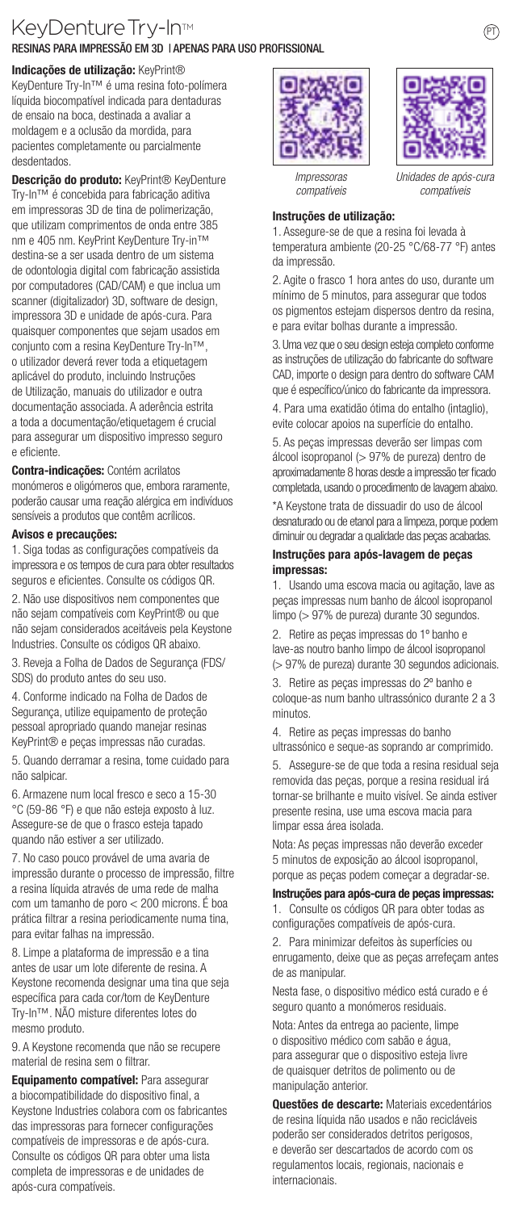# KeyDenture Try-In™

PT

## RESINAS PARA IMPRESSÃO EM 3D | APENAS PARA USO PROFISSIONAL

**Indicações de utilização:** KeyPrint® KeyDenture Try-In™ é uma resina foto-polímera líquida biocompatível indicada para dentaduras de ensaio na boca, destinada a avaliar a moldagem e a oclusão da mordida, para pacientes completamente ou parcialmente desdentados.

**Descrição do produto:** KeyPrint® KeyDenture Try-In™ é concebida para fabricação aditiva em impressoras 3D de tina de polimerização, que utilizam comprimentos de onda entre 385 nm e 405 nm. KeyPrint KeyDenture Try-in™ destina-se a ser usada dentro de um sistema de odontologia digital com fabricação assistida por computadores (CAD/CAM) e que inclua um scanner (digitalizador) 3D, software de design, impressora 3D e unidade de após-cura. Para quaisquer componentes que sejam usados em conjunto com a resina KeyDenture Try-In™, o utilizador deverá rever toda a etiquetagem aplicável do produto, incluindo Instruções de Utilização, manuais do utilizador e outra documentação associada. A aderência estrita a toda a documentação/etiquetagem é crucial para assegurar um dispositivo impresso seguro e eficiente.

**Contra-indicações:** Contém acrilatos monómeros e oligómeros que, embora raramente, poderão causar uma reação alérgica em indivíduos sensíveis a produtos que contêm acrílicos.

**Avisos e precauções:**

1. Siga todas as configurações compatíveis da impressora e os tempos de cura para obter resultados seguros e eficientes. Consulte os códigos QR.
2. Não use dispositivos nem componentes que não sejam compatíveis com KeyPrint® ou que não sejam considerados aceitáveis pela Keystone Industries. Consulte os códigos QR abaixo.
3. Reveja a Folha de Dados de Segurança (FDS/SDS) do produto antes do seu uso.
4. Conforme indicado na Folha de Dados de Segurança, utilize equipamento de proteção pessoal apropriado quando manejar resinas KeyPrint® e peças impressas não curadas.
5. Quando derramar a resina, tome cuidado para não salpicar.
6. Armazene num local fresco e seco a 15-30 °C (59-86 °F) e que não esteja exposto à luz. Assegure-se de que o frasco esteja tapado quando não estiver a ser utilizado.
7. No caso pouco provável de uma avaria de impressão durante o processo de impressão, filtre a resina líquida através de uma rede de malha com um tamanho de poro < 200 microns. É boa prática filtrar a resina periodicamente numa tina, para evitar falhas na impressão.
8. Limpe a plataforma de impressão e a tina antes de usar um lote diferente de resina. A Keystone recomenda designar uma tina que seja específica para cada cor/tom de KeyDenture Try-In™. NÃO misture diferentes lotes do mesmo produto.
9. A Keystone recomenda que não se recupere material de resina sem o filtrar.

**Equipamento compatível:** Para assegurar a biocompatibilidade do dispositivo final, a Keystone Industries colabora com os fabricantes das impressoras para fornecer configurações compatíveis de impressoras e de após-cura. Consulte os códigos QR para obter uma lista completa de impressoras e de unidades de após-cura compatíveis.

*Impressoras compatíveis*

*Unidades de após-cura compatíveis*

**Instruções de utilização:**

1. Assegure-se de que a resina foi levada à temperatura ambiente (20-25 °C/68-77 °F) antes da impressão.
2. Agite o frasco 1 hora antes do uso, durante um mínimo de 5 minutos, para assegurar que todos os pigmentos estejam dispersos dentro da resina, e para evitar bolhas durante a impressão.
3. Uma vez que o seu design esteja completo conforme as instruções de utilização do fabricante do software CAD, importe o design para dentro do software CAM que é específico/único do fabricante da impressora.
4. Para uma exatidão ótima do entalho (intaglio), evite colocar apoios na superfície do entalho.
5. As peças impressas deverão ser limpas com álcool isopropanol (> 97% de pureza) dentro de aproximadamente 8 horas desde a impressão ter ficado completada, usando o procedimento de lavagem abaixo.

\*A Keystone trata de dissuadir do uso de álcool desnaturado ou de etanol para a limpeza, porque podem diminuir ou degradar a qualidade das peças acabadas.

**Instruções para após-lavagem de peças impressas:**

1. Usando uma escova macia ou agitação, lave as peças impressas num banho de álcool isopropanol limpo (> 97% de pureza) durante 30 segundos.
2. Retire as peças impressas do 1º banho e lave-as noutro banho limpo de álcool isopropanol (> 97% de pureza) durante 30 segundos adicionais.
3. Retire as peças impressas do 2º banho e coloque-as num banho ultrassónico durante 2 a 3 minutos.
4. Retire as peças impressas do banho ultrassónico e seque-as soprando ar comprimido.
5. Assegure-se de que toda a resina residual seja removida das peças, porque a resina residual irá tornar-se brilhante e muito visível. Se ainda estiver presente resina, use uma escova macia para limpar essa área isolada.

Nota: As peças impressas não deverão exceder 5 minutos de exposição ao álcool isopropanol, porque as peças podem começar a degradar-se.

**Instruções para após-cura de peças impressas:**

1. Consulte os códigos QR para obter todas as configurações compatíveis de após-cura.
2. Para minimizar defeitos às superfícies ou enrugamento, deixe que as peças arrefeçam antes de as manipular.

Nesta fase, o dispositivo médico está curado e é seguro quanto a monómeros residuais.

Nota: Antes da entrega ao paciente, limpe o dispositivo médico com sabão e água, para assegurar que o dispositivo esteja livre de quaisquer detritos de polimento ou de manipulação anterior.

**Questões de descarte:** Materiais excedentários de resina líquida não usados e não recicláveis poderão ser considerados detritos perigosos, e deverão ser descartados de acordo com os regulamentos locais, regionais, nacionais e internacionais.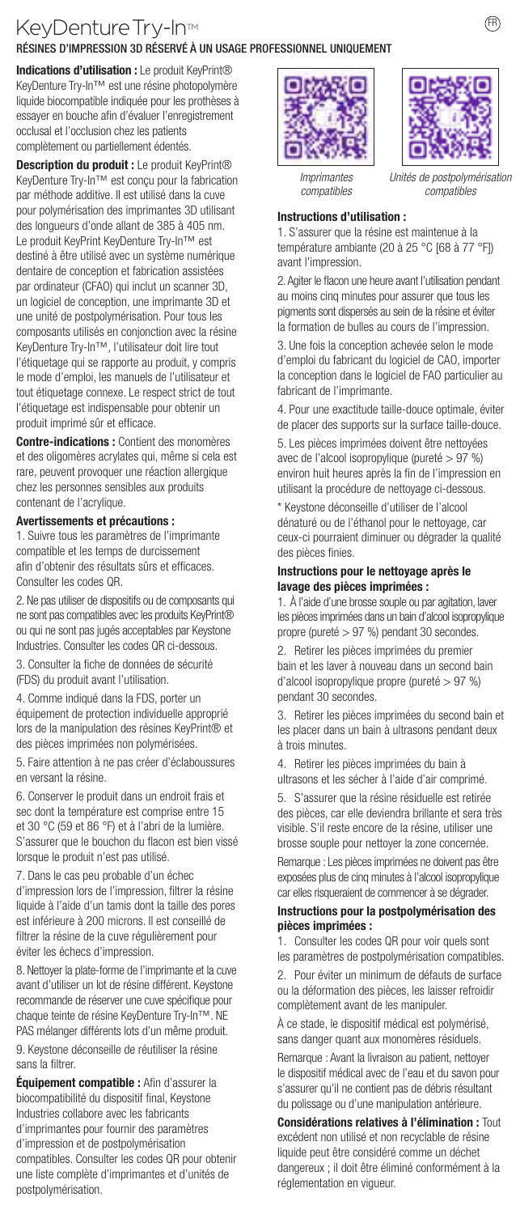# KeyDenture Try-In™

FR

## RÉSINES D'IMPRESSION 3D RÉSERVÉ À UN USAGE PROFESSIONNEL UNIQUEMENT

**Indications d'utilisation :** Le produit KeyPrint® KeyDenture Try-In™ est une résine photopolymère liquide biocompatible indiquée pour les prothèses à essayer en bouche afin d'évaluer l'enregistrement occlusal et l'occlusion chez les patients complètement ou partiellement édentés.

**Description du produit :** Le produit KeyPrint® KeyDenture Try-In™ est conçu pour la fabrication par méthode additive. Il est utilisé dans la cuve pour polymérisation des imprimantes 3D utilisant des longueurs d'onde allant de 385 à 405 nm. Le produit KeyPrint KeyDenture Try-In™ est destiné à être utilisé avec un système numérique dentaire de conception et fabrication assistées par ordinateur (CFAO) qui inclut un scanner 3D, un logiciel de conception, une imprimante 3D et une unité de postpolymérisation. Pour tous les composants utilisés en conjonction avec la résine KeyDenture Try-In™, l'utilisateur doit lire tout l'étiquetage qui se rapporte au produit, y compris le mode d'emploi, les manuels de l'utilisateur et tout étiquetage connexe. Le respect strict de tout l'étiquetage est indispensable pour obtenir un produit imprimé sûr et efficace.

**Contre-indications :** Contient des monomères et des oligomères acrylates qui, même si cela est rare, peuvent provoquer une réaction allergique chez les personnes sensibles aux produits contenant de l'acrylique.

### Avertissements et précautions :

1. Suivre tous les paramètres de l'imprimante compatible et les temps de durcissement afin d'obtenir des résultats sûrs et efficaces. Consulter les codes QR.
2. Ne pas utiliser de dispositifs ou de composants qui ne sont pas compatibles avec les produits KeyPrint® ou qui ne sont pas jugés acceptables par Keystone Industries. Consulter les codes QR ci-dessous.
3. Consulter la fiche de données de sécurité (FDS) du produit avant l'utilisation.
4. Comme indiqué dans la FDS, porter un équipement de protection individuelle approprié lors de la manipulation des résines KeyPrint® et des pièces imprimées non polymérisées.
5. Faire attention à ne pas créer d'éclaboussures en versant la résine.
6. Conserver le produit dans un endroit frais et sec dont la température est comprise entre 15 et 30 °C (59 et 86 °F) et à l'abri de la lumière. S'assurer que le bouchon du flacon est bien vissé lorsque le produit n'est pas utilisé.
7. Dans le cas peu probable d'un échec d'impression lors de l'impression, filtrer la résine liquide à l'aide d'un tamis dont la taille des pores est inférieure à 200 microns. Il est conseillé de filtrer la résine de la cuve régulièrement pour éviter les échecs d'impression.
8. Nettoyer la plate-forme de l'imprimante et la cuve avant d'utiliser un lot de résine différent. Keystone recommande de réserver une cuve spécifique pour chaque teinte de résine KeyDenture Try-In™. NE PAS mélanger différents lots d'un même produit.
9. Keystone déconseille de réutiliser la résine sans la filtrer.

**Équipement compatible :** Afin d'assurer la biocompatibilité du dispositif final, Keystone Industries collabore avec les fabricants d'imprimantes pour fournir des paramètres d'impression et de postpolymérisation compatibles. Consulter les codes QR pour obtenir une liste complète d'imprimantes et d'unités de postpolymérisation.

*Imprimantes compatibles*

*Unités de postpolymérisation compatibles*

### Instructions d'utilisation :

1. S'assurer que la résine est maintenue à la température ambiante (20 à 25 °C [68 à 77 °F]) avant l'impression.
2. Agiter le flacon une heure avant l'utilisation pendant au moins cinq minutes pour assurer que tous les pigments sont dispersés au sein de la résine et éviter la formation de bulles au cours de l'impression.
3. Une fois la conception achevée selon le mode d'emploi du fabricant du logiciel de CAO, importer la conception dans le logiciel de FAO particulier au fabricant de l'imprimante.
4. Pour une exactitude taille-douce optimale, éviter de placer des supports sur la surface taille-douce.
5. Les pièces imprimées doivent être nettoyées avec de l'alcool isopropylique (pureté > 97 %) environ huit heures après la fin de l'impression en utilisant la procédure de nettoyage ci-dessous.

\* Keystone déconseille d'utiliser de l'alcool dénaturé ou de l'éthanol pour le nettoyage, car ceux-ci pourraient diminuer ou dégrader la qualité des pièces finies.

### Instructions pour le nettoyage après le lavage des pièces imprimées :

1. À l'aide d'une brosse souple ou par agitation, laver les pièces imprimées dans un bain d'alcool isopropylique propre (pureté > 97 %) pendant 30 secondes.
2. Retirer les pièces imprimées du premier bain et les laver à nouveau dans un second bain d'alcool isopropylique propre (pureté > 97 %) pendant 30 secondes.
3. Retirer les pièces imprimées du second bain et les placer dans un bain à ultrasons pendant deux à trois minutes.
4. Retirer les pièces imprimées du bain à ultrasons et les sécher à l'aide d'air comprimé.
5. S'assurer que la résine résiduelle est retirée des pièces, car elle deviendra brillante et sera très visible. S'il reste encore de la résine, utiliser une brosse souple pour nettoyer la zone concernée.

Remarque : Les pièces imprimées ne doivent pas être exposées plus de cinq minutes à l'alcool isopropylique car elles risqueraient de commencer à se dégrader.

### Instructions pour la postpolymérisation des pièces imprimées :

1. Consulter les codes QR pour voir quels sont les paramètres de postpolymérisation compatibles.
2. Pour éviter un minimum de défauts de surface ou la déformation des pièces, les laisser refroidir complètement avant de les manipuler.

À ce stade, le dispositif médical est polymérisé, sans danger quant aux monomères résiduels.

Remarque : Avant la livraison au patient, nettoyer le dispositif médical avec de l'eau et du savon pour s'assurer qu'il ne contient pas de débris résultant du polissage ou d'une manipulation antérieure.

**Considérations relatives à l'élimination :** Tout excédent non utilisé et non recyclable de résine liquide peut être considéré comme un déchet dangereux ; il doit être éliminé conformément à la réglementation en vigueur.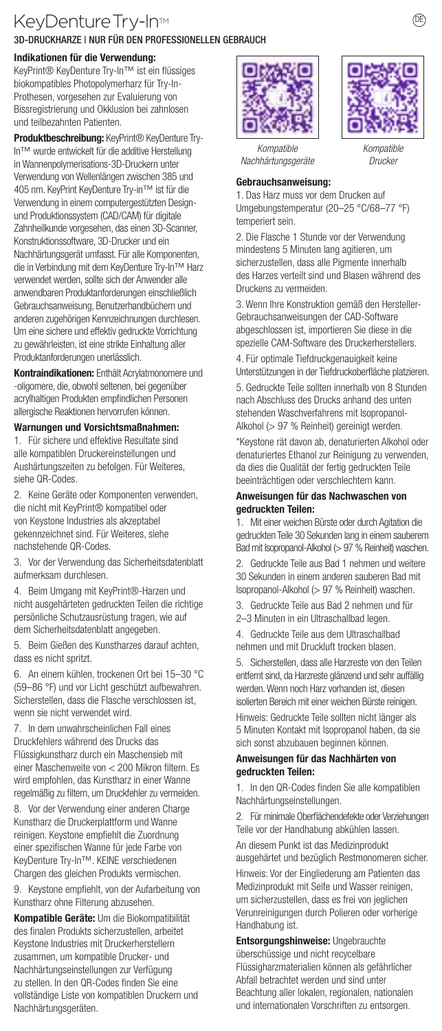# KeyDenture Try-In™

**3D-DRUCKHARZE | NUR FÜR DEN PROFESSIONELLEN GEBRAUCH**

**Indikationen für die Verwendung:**
KeyPrint® KeyDenture Try-In™ ist ein flüssiges biokompatibles Photopolymerharz für Try-In-Prothesen, vorgesehen zur Evaluierung von Bissregistrierung und Okklusion bei zahnlosen und teilbezahnten Patienten.

**Produktbeschreibung:** KeyPrint® KeyDenture Try-In™ wurde entwickelt für die additive Herstellung in Wannenpolymerisations-3D-Druckern unter Verwendung von Wellenlängen zwischen 385 und 405 nm. KeyPrint KeyDenture Try-in™ ist für die Verwendung in einem computergestützten Design- und Produktionssystem (CAD/CAM) für digitale Zahnheilkunde vorgesehen, das einen 3D-Scanner, Konstruktionssoftware, 3D-Drucker und ein Nachhärtungsgerät umfasst. Für alle Komponenten, die in Verbindung mit dem KeyDenture Try-In™ Harz verwendet werden, sollte sich der Anwender alle anwendbaren Produktanforderungen einschließlich Gebrauchsanweisung, Benutzerhandbüchern und anderen zugehörigen Kennzeichnungen durchlesen. Um eine sichere und effektiv gedruckte Vorrichtung zu gewährleisten, ist eine strikte Einhaltung aller Produktanforderungen unerlässlich.

**Kontraindikationen:** Enthält Acrylatmonomere und -oligomere, die, obwohl selten, bei gegenüber acrylhaltigen Produkten empfindlichen Personen allergische Reaktionen hervorrufen können.

**Warnungen und Vorsichtsmaßnahmen:**

1. Für sichere und effektive Resultate sind alle kompatiblen Druckereinstellungen und Aushärtungszeiten zu befolgen. Für Weiteres, siehe QR-Codes.
2. Keine Geräte oder Komponenten verwenden, die nicht mit KeyPrint® kompatibel oder von Keystone Industries als akzeptabel gekennzeichnet sind. Für Weiteres, siehe nachstehende QR-Codes.
3. Vor der Verwendung das Sicherheitsdatenblatt aufmerksam durchlesen.
4. Beim Umgang mit KeyPrint®-Harzen und nicht ausgehärteten gedruckten Teilen die richtige persönliche Schutzausrüstung tragen, wie auf dem Sicherheitsdatenblatt angegeben.
5. Beim Gießen des Kunstharzes darauf achten, dass es nicht spritzt.
6. An einem kühlen, trockenen Ort bei 15–30 °C (59–86 °F) und vor Licht geschützt aufbewahren. Sicherstellen, dass die Flasche verschlossen ist, wenn sie nicht verwendet wird.
7. In dem unwahrscheinlichen Fall eines Druckfehlers während des Drucks das Flüssigkunstharz durch ein Maschensieb mit einer Maschenweite von < 200 Mikron filtern. Es wird empfohlen, das Kunstharz in einer Wanne regelmäßig zu filtern, um Druckfehler zu vermeiden.
8. Vor der Verwendung einer anderen Charge Kunstharz die Druckerplattform und Wanne reinigen. Keystone empfiehlt die Zuordnung einer spezifischen Wanne für jede Farbe von KeyDenture Try-In™. KEINE verschiedenen Chargen des gleichen Produkts vermischen.
9. Keystone empfiehlt, von der Aufarbeitung von Kunstharz ohne Filterung abzusehen.

**Kompatible Geräte:** Um die Biokompatibilität des finalen Produkts sicherzustellen, arbeitet Keystone Industries mit Druckerherstellern zusammen, um kompatible Drucker- und Nachhärtungseinstellungen zur Verfügung zu stellen. In den QR-Codes finden Sie eine vollständige Liste von kompatiblen Druckern und Nachhärtungsgeräten.

*Kompatible Nachhärtungsgeräte*

*Kompatible Drucker*

**Gebrauchsanweisung:**

1. Das Harz muss vor dem Drucken auf Umgebungstemperatur (20–25 °C/68–77 °F) temperiert sein.
2. Die Flasche 1 Stunde vor der Verwendung mindestens 5 Minuten lang agitieren, um sicherzustellen, dass alle Pigmente innerhalb des Harzes verteilt sind und Blasen während des Druckens zu vermeiden.
3. Wenn Ihre Konstruktion gemäß den Hersteller-Gebrauchsanweisungen der CAD-Software abgeschlossen ist, importieren Sie diese in die spezielle CAM-Software des Druckerherstellers.
4. Für optimale Tiefdruckgenauigkeit keine Unterstützungen in der Tiefdruckoberfläche platzieren.
5. Gedruckte Teile sollten innerhalb von 8 Stunden nach Abschluss des Drucks anhand des unten stehenden Waschverfahrens mit Isopropanol-Alkohol (> 97 % Reinheit) gereinigt werden.

\*Keystone rät davon ab, denaturierten Alkohol oder denaturiertes Ethanol zur Reinigung zu verwenden, da dies die Qualität der fertig gedruckten Teile beeinträchtigen oder verschlechtern kann.

**Anweisungen für das Nachwaschen von gedruckten Teilen:**

1. Mit einer weichen Bürste oder durch Agitation die gedruckten Teile 30 Sekunden lang in einem sauberem Bad mit Isopropanol-Alkohol (> 97 % Reinheit) waschen.
2. Gedruckte Teile aus Bad 1 nehmen und weitere 30 Sekunden in einem anderen sauberen Bad mit Isopropanol-Alkohol (> 97 % Reinheit) waschen.
3. Gedruckte Teile aus Bad 2 nehmen und für 2–3 Minuten in ein Ultraschallbad legen.
4. Gedruckte Teile aus dem Ultraschallbad nehmen und mit Druckluft trocken blasen.
5. Sicherstellen, dass alle Harzreste von den Teilen entfernt sind, da Harzreste glänzend und sehr auffällig werden. Wenn noch Harz vorhanden ist, diesen isolierten Bereich mit einer weichen Bürste reinigen.

Hinweis: Gedruckte Teile sollten nicht länger als 5 Minuten Kontakt mit Isopropanol haben, da sie sich sonst abzubauen beginnen können.

**Anweisungen für das Nachhärten von gedruckten Teilen:**

1. In den QR-Codes finden Sie alle kompatiblen Nachhärtungseinstellungen.
2. Für minimale Oberflächendefekte oder Verziehungen Teile vor der Handhabung abkühlen lassen.

An diesem Punkt ist das Medizinprodukt ausgehärtet und bezüglich Restmonomeren sicher.

Hinweis: Vor der Eingliederung am Patienten das Medizinprodukt mit Seife und Wasser reinigen, um sicherzustellen, dass es frei von jeglichen Verunreinigungen durch Polieren oder vorherige Handhabung ist.

**Entsorgungshinweise:** Ungebrauchte überschüssige und nicht recycelbare Flüssigharzmaterialien können als gefährlicher Abfall betrachtet werden und sind unter Beachtung aller lokalen, regionalen, nationalen und internationalen Vorschriften zu entsorgen.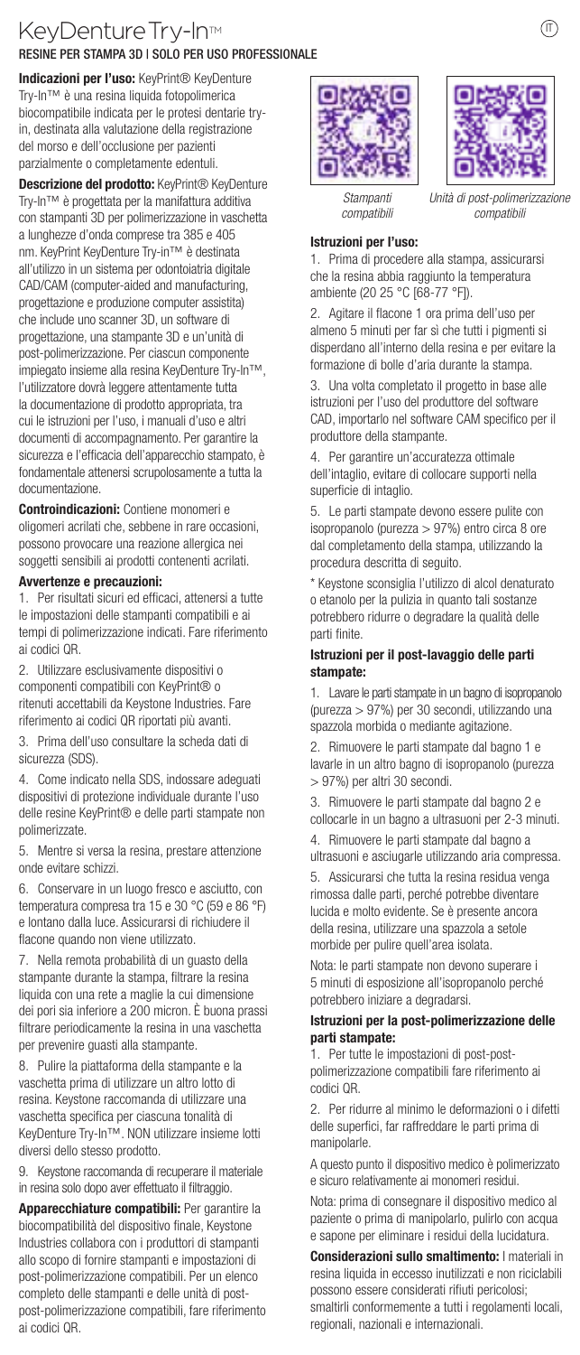# KeyDenture Try-In™

**RESINE PER STAMPA 3D | SOLO PER USO PROFESSIONALE**

**Indicazioni per l'uso:** KeyPrint® KeyDenture Try-In™ è una resina liquida fotopolimerica biocompatibile indicata per le protesi dentarie try-in, destinata alla valutazione della registrazione del morso e dell'occlusione per pazienti parzialmente o completamente edentuli.

**Descrizione del prodotto:** KeyPrint® KeyDenture Try-In™ è progettata per la manifattura additiva con stampanti 3D per polimerizzazione in vaschetta a lunghezze d'onda comprese tra 385 e 405 nm. KeyPrint KeyDenture Try-in™ è destinata all'utilizzo in un sistema per odontoiatria digitale CAD/CAM (computer-aided and manufacturing, progettazione e produzione computer assistita) che include uno scanner 3D, un software di progettazione, una stampante 3D e un'unità di post-polimerizzazione. Per ciascun componente impiegato insieme alla resina KeyDenture Try-In™, l'utilizzatore dovrà leggere attentamente tutta la documentazione di prodotto appropriata, tra cui le istruzioni per l'uso, i manuali d'uso e altri documenti di accompagnamento. Per garantire la sicurezza e l'efficacia dell'apparecchio stampato, è fondamentale attenersi scrupolosamente a tutta la documentazione.

**Controindicazioni:** Contiene monomeri e oligomeri acrilati che, sebbene in rare occasioni, possono provocare una reazione allergica nei soggetti sensibili ai prodotti contenenti acrilati.

**Avvertenze e precauzioni:**

1. Per risultati sicuri ed efficaci, attenersi a tutte le impostazioni delle stampanti compatibili e ai tempi di polimerizzazione indicati. Fare riferimento ai codici QR.
2. Utilizzare esclusivamente dispositivi o componenti compatibili con KeyPrint® o ritenuti accettabili da Keystone Industries. Fare riferimento ai codici QR riportati più avanti.
3. Prima dell'uso consultare la scheda dati di sicurezza (SDS).
4. Come indicato nella SDS, indossare adeguati dispositivi di protezione individuale durante l'uso delle resine KeyPrint® e delle parti stampate non polimerizzate.
5. Mentre si versa la resina, prestare attenzione onde evitare schizzi.
6. Conservare in un luogo fresco e asciutto, con temperatura compresa tra 15 e 30 °C (59 e 86 °F) e lontano dalla luce. Assicurarsi di richiudere il flacone quando non viene utilizzato.
7. Nella remota probabilità di un guasto della stampante durante la stampa, filtrare la resina liquida con una rete a maglie la cui dimensione dei pori sia inferiore a 200 micron. È buona prassi filtrare periodicamente la resina in una vaschetta per prevenire guasti alla stampante.
8. Pulire la piattaforma della stampante e la vaschetta prima di utilizzare un altro lotto di resina. Keystone raccomanda di utilizzare una vaschetta specifica per ciascuna tonalità di KeyDenture Try-In™. NON utilizzare insieme lotti diversi dello stesso prodotto.
9. Keystone raccomanda di recuperare il materiale in resina solo dopo aver effettuato il filtraggio.

**Apparecchiature compatibili:** Per garantire la biocompatibilità del dispositivo finale, Keystone Industries collabora con i produttori di stampanti allo scopo di fornire stampanti e impostazioni di post-polimerizzazione compatibili. Per un elenco completo delle stampanti e delle unità di post-post-polimerizzazione compatibili, fare riferimento ai codici QR.

*Stampanti compatibili*

*Unità di post-polimerizzazione compatibili*

**Istruzioni per l'uso:**

1. Prima di procedere alla stampa, assicurarsi che la resina abbia raggiunto la temperatura ambiente (20 25 °C [68-77 °F]).
2. Agitare il flacone 1 ora prima dell'uso per almeno 5 minuti per far sì che tutti i pigmenti si disperdano all'interno della resina e per evitare la formazione di bolle d'aria durante la stampa.
3. Una volta completato il progetto in base alle istruzioni per l'uso del produttore del software CAD, importarlo nel software CAM specifico per il produttore della stampante.
4. Per garantire un'accuratezza ottimale dell'intaglio, evitare di collocare supporti nella superficie di intaglio.
5. Le parti stampate devono essere pulite con isopropanolo (purezza > 97%) entro circa 8 ore dal completamento della stampa, utilizzando la procedura descritta di seguito.

\* Keystone sconsiglia l'utilizzo di alcol denaturato o etanolo per la pulizia in quanto tali sostanze potrebbero ridurre o degradare la qualità delle parti finite.

**Istruzioni per il post-lavaggio delle parti stampate:**

1. Lavare le parti stampate in un bagno di isopropanolo (purezza > 97%) per 30 secondi, utilizzando una spazzola morbida o mediante agitazione.
2. Rimuovere le parti stampate dal bagno 1 e lavarle in un altro bagno di isopropanolo (purezza > 97%) per altri 30 secondi.
3. Rimuovere le parti stampate dal bagno 2 e collocarle in un bagno a ultrasuoni per 2-3 minuti.
4. Rimuovere le parti stampate dal bagno a ultrasuoni e asciugarle utilizzando aria compressa.
5. Assicurarsi che tutta la resina residua venga rimossa dalle parti, perché potrebbe diventare lucida e molto evidente. Se è presente ancora della resina, utilizzare una spazzola a setole morbide per pulire quell'area isolata.

Nota: le parti stampate non devono superare i 5 minuti di esposizione all'isopropanolo perché potrebbero iniziare a degradarsi.

**Istruzioni per la post-polimerizzazione delle parti stampate:**

1. Per tutte le impostazioni di post-post-polimerizzazione compatibili fare riferimento ai codici QR.
2. Per ridurre al minimo le deformazioni o i difetti delle superfici, far raffreddare le parti prima di manipolarle.

A questo punto il dispositivo medico è polimerizzato e sicuro relativamente ai monomeri residui.

Nota: prima di consegnare il dispositivo medico al paziente o prima di manipolarlo, pulirlo con acqua e sapone per eliminare i residui della lucidatura.

**Considerazioni sullo smaltimento:** I materiali in resina liquida in eccesso inutilizzati e non riciclabili possono essere considerati rifiuti pericolosi; smaltirli conformemente a tutti i regolamenti locali, regionali, nazionali e internazionali.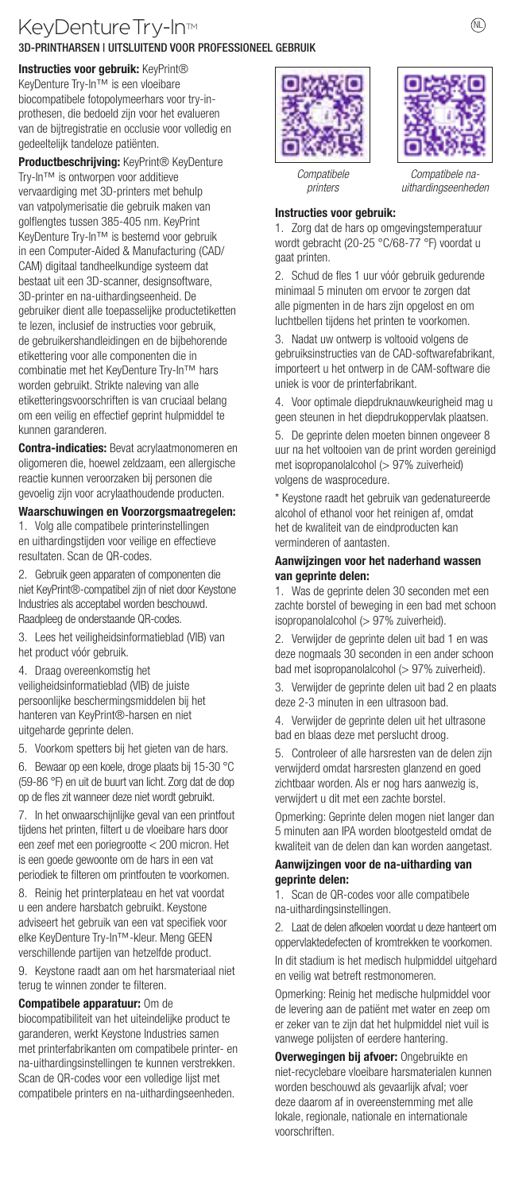# KeyDenture Try-In™

## 3D-PRINTHARSEN | UITSLUITEND VOOR PROFESSIONEEL GEBRUIK

(NL)

**Instructies voor gebruik:** KeyPrint® KeyDenture Try-In™ is een vloeibare biocompatibele fotopolymeerhars voor try-in-prothesen, die bedoeld zijn voor het evalueren van de bijtregistratie en occlusie voor volledig en gedeeltelijk tandeloze patiënten.

**Productbeschrijving:** KeyPrint® KeyDenture Try-In™ is ontworpen voor additieve vervaardiging met 3D-printers met behulp van vatpolymerisatie die gebruik maken van golflengtes tussen 385-405 nm. KeyPrint KeyDenture Try-In™ is bestemd voor gebruik in een Computer-Aided & Manufacturing (CAD/CAM) digitaal tandheelkundige systeem dat bestaat uit een 3D-scanner, designsoftware, 3D-printer en na-uithardingseenheid. De gebruiker dient alle toepasselijke productetiketten te lezen, inclusief de instructies voor gebruik, de gebruikershandleidingen en de bijbehorende etikettering voor alle componenten die in combinatie met het KeyDenture Try-In™ hars worden gebruikt. Strikte naleving van alle etiketteringsvoorschriften is van cruciaal belang om een veilig en effectief geprint hulpmiddel te kunnen garanderen.

**Contra-indicaties:** Bevat acrylaatmonomeren en oligomeren die, hoewel zeldzaam, een allergische reactie kunnen veroorzaken bij personen die gevoelig zijn voor acrylaathoudende producten.

**Waarschuwingen en Voorzorgsmaatregelen:**

1. Volg alle compatibele printerinstellingen en uithardingstijden voor veilige en effectieve resultaten. Scan de QR-codes.
2. Gebruik geen apparaten of componenten die niet KeyPrint®-compatibel zijn of niet door Keystone Industries als acceptabel worden beschouwd. Raadpleeg de onderstaande QR-codes.
3. Lees het veiligheidsinformatieblad (VIB) van het product vóór gebruik.
4. Draag overeenkomstig het veiligheidsinformatieblad (VIB) de juiste persoonlijke beschermingsmiddelen bij het hanteren van KeyPrint®-harsen en niet uitgeharde geprinte delen.
5. Voorkom spetters bij het gieten van de hars.
6. Bewaar op een koele, droge plaats bij 15-30 °C (59-86 °F) en uit de buurt van licht. Zorg dat de dop op de fles zit wanneer deze niet wordt gebruikt.
7. In het onwaarschijnlijke geval van een printfout tijdens het printen, filtert u de vloeibare hars door een zeef met een poriegrootte < 200 micron. Het is een goede gewoonte om de hars in een vat periodiek te filteren om printfouten te voorkomen.
8. Reinig het printerplateau en het vat voordat u een andere harsbatch gebruikt. Keystone adviseert het gebruik van een vat specifiek voor elke KeyDenture Try-In™-kleur. Meng GEEN verschillende partijen van hetzelfde product.
9. Keystone raadt aan om het harsmateriaal niet terug te winnen zonder te filteren.

**Compatibele apparatuur:** Om de biocompatibiliteit van het uiteindelijke product te garanderen, werkt Keystone Industries samen met printerfabrikanten om compatibele printer- en na-uithardingsinstellingen te kunnen verstrekken. Scan de QR-codes voor een volledige lijst met compatibele printers en na-uithardingseenheden.

*Compatibele printers*

*Compatibele na-uithardingseenheden*

### Instructies voor gebruik:

1. Zorg dat de hars op omgevingstemperatuur wordt gebracht (20-25 °C/68-77 °F) voordat u gaat printen.
2. Schud de fles 1 uur vóór gebruik gedurende minimaal 5 minuten om ervoor te zorgen dat alle pigmenten in de hars zijn opgelost en om luchtbellen tijdens het printen te voorkomen.
3. Nadat uw ontwerp is voltooid volgens de gebruiksinstructies van de CAD-softwarefabrikant, importeert u het ontwerp in de CAM-software die uniek is voor de printerfabrikant.
4. Voor optimale diepdruknauwkeurigheid mag u geen steunen in het diepdrukoppervlak plaatsen.
5. De geprinte delen moeten binnen ongeveer 8 uur na het voltooien van de print worden gereinigd met isopropanolalcohol (> 97% zuiverheid) volgens de wasprocedure.

\* Keystone raadt het gebruik van gedenatureerde alcohol of ethanol voor het reinigen af, omdat het de kwaliteit van de eindproducten kan verminderen of aantasten.

### Aanwijzingen voor het naderhand wassen van geprinte delen:

1. Was de geprinte delen 30 seconden met een zachte borstel of beweging in een bad met schoon isopropanolalcohol (> 97% zuiverheid).
2. Verwijder de geprinte delen uit bad 1 en was deze nogmaals 30 seconden in een ander schoon bad met isopropanolalcohol (> 97% zuiverheid).
3. Verwijder de geprinte delen uit bad 2 en plaats deze 2-3 minuten in een ultrasoon bad.
4. Verwijder de geprinte delen uit het ultrasone bad en blaas deze met perslucht droog.
5. Controleer of alle harsresten van de delen zijn verwijderd omdat harsresten glanzend en goed zichtbaar worden. Als er nog hars aanwezig is, verwijdert u dit met een zachte borstel.

Opmerking: Geprinte delen mogen niet langer dan 5 minuten aan IPA worden blootgesteld omdat de kwaliteit van de delen dan kan worden aangetast.

### Aanwijzingen voor de na-uitharding van geprinte delen:

1. Scan de QR-codes voor alle compatibele na-uithardingsinstellingen.
2. Laat de delen afkoelen voordat u deze hanteert om oppervlaktedefecten of kromtrekken te voorkomen.

In dit stadium is het medisch hulpmiddel uitgehard en veilig wat betreft restmonomeren.

Opmerking: Reinig het medische hulpmiddel voor de levering aan de patiënt met water en zeep om er zeker van te zijn dat het hulpmiddel niet vuil is vanwege polijsten of eerdere hantering.

**Overwegingen bij afvoer:** Ongebruikte en niet-recyclebare vloeibare harsmaterialen kunnen worden beschouwd als gevaarlijk afval; voer deze daarom af in overeenstemming met alle lokale, regionale, nationale en internationale voorschriften.